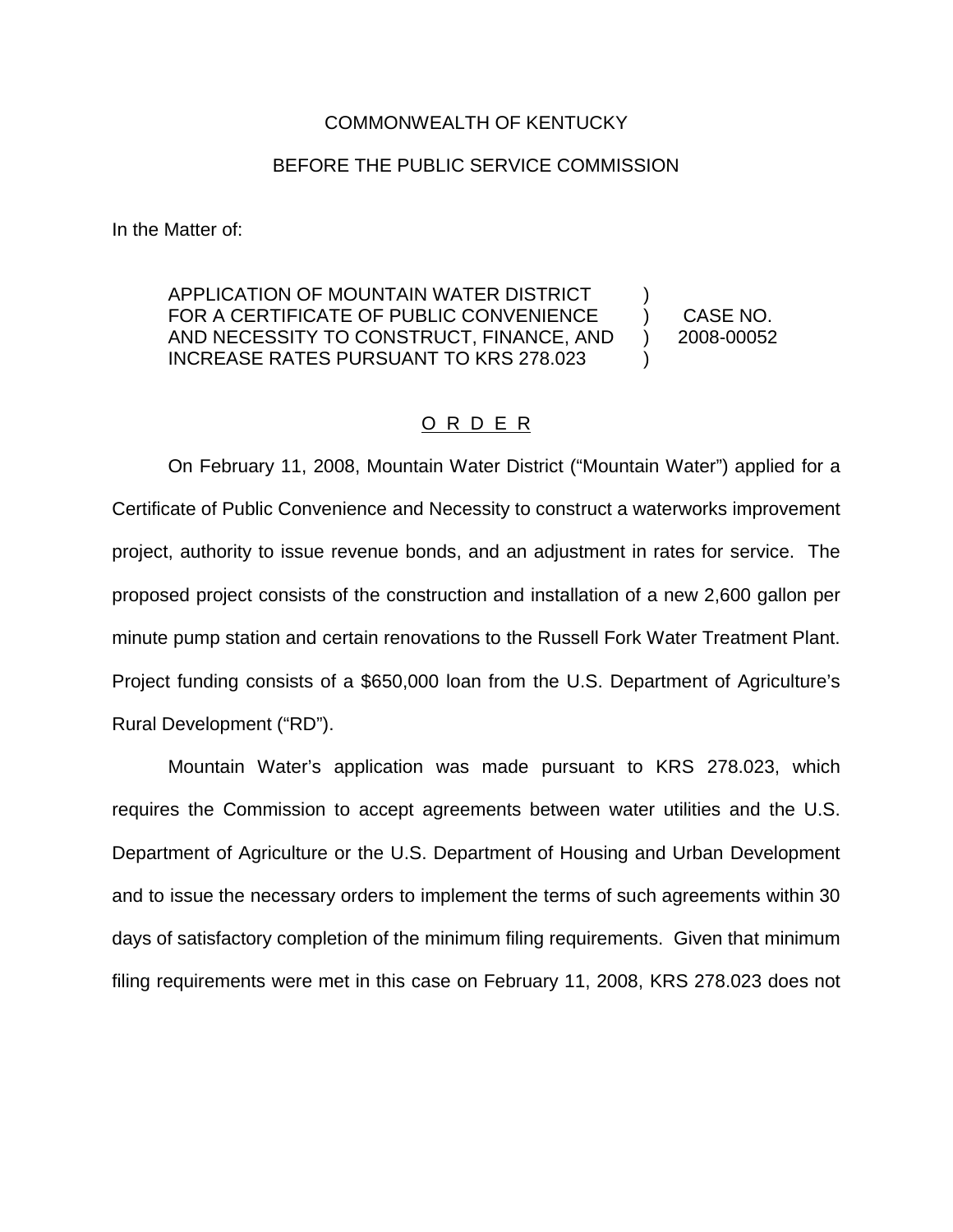COMMONWEALTH OF KENTUCKY

BEFORE THE PUBLIC SERVICE COMMISSION

In the Matter of:

| | | |
|---|---|---|
| APPLICATION OF MOUNTAIN WATER DISTRICT FOR A CERTIFICATE OF PUBLIC CONVENIENCE AND NECESSITY TO CONSTRUCT, FINANCE, AND INCREASE RATES PURSUANT TO KRS 278.023 | ) ) ) ) | CASE NO. 2008-00052 |

O R D E R

On February 11, 2008, Mountain Water District ("Mountain Water") applied for a Certificate of Public Convenience and Necessity to construct a waterworks improvement project, authority to issue revenue bonds, and an adjustment in rates for service. The proposed project consists of the construction and installation of a new 2,600 gallon per minute pump station and certain renovations to the Russell Fork Water Treatment Plant. Project funding consists of a $650,000 loan from the U.S. Department of Agriculture's Rural Development ("RD").

Mountain Water's application was made pursuant to KRS 278.023, which requires the Commission to accept agreements between water utilities and the U.S. Department of Agriculture or the U.S. Department of Housing and Urban Development and to issue the necessary orders to implement the terms of such agreements within 30 days of satisfactory completion of the minimum filing requirements. Given that minimum filing requirements were met in this case on February 11, 2008, KRS 278.023 does not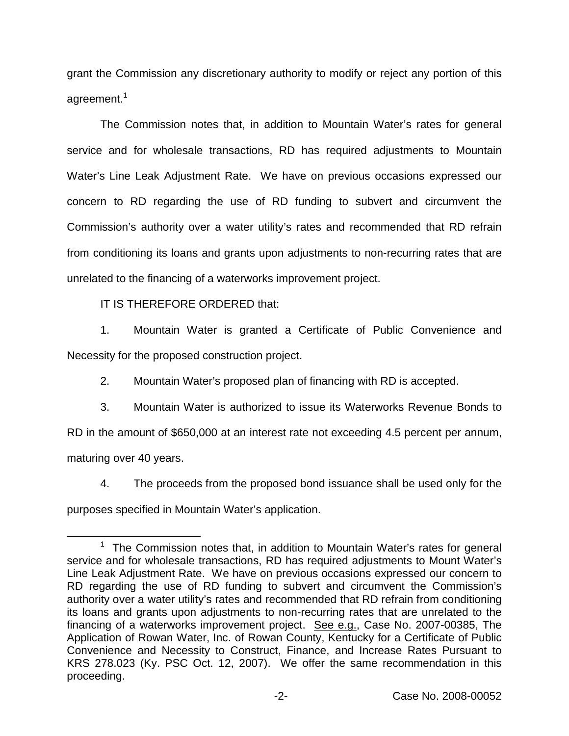grant the Commission any discretionary authority to modify or reject any portion of this agreement.[1]

The Commission notes that, in addition to Mountain Water's rates for general service and for wholesale transactions, RD has required adjustments to Mountain Water's Line Leak Adjustment Rate. We have on previous occasions expressed our concern to RD regarding the use of RD funding to subvert and circumvent the Commission's authority over a water utility's rates and recommended that RD refrain from conditioning its loans and grants upon adjustments to non-recurring rates that are unrelated to the financing of a waterworks improvement project.

IT IS THEREFORE ORDERED that:

1. Mountain Water is granted a Certificate of Public Convenience and Necessity for the proposed construction project.

2. Mountain Water's proposed plan of financing with RD is accepted.

3. Mountain Water is authorized to issue its Waterworks Revenue Bonds to RD in the amount of $650,000 at an interest rate not exceeding 4.5 percent per annum, maturing over 40 years.

4. The proceeds from the proposed bond issuance shall be used only for the purposes specified in Mountain Water's application.

[1] The Commission notes that, in addition to Mountain Water's rates for general service and for wholesale transactions, RD has required adjustments to Mount Water's Line Leak Adjustment Rate. We have on previous occasions expressed our concern to RD regarding the use of RD funding to subvert and circumvent the Commission's authority over a water utility's rates and recommended that RD refrain from conditioning its loans and grants upon adjustments to non-recurring rates that are unrelated to the financing of a waterworks improvement project. See e.g., Case No. 2007-00385, The Application of Rowan Water, Inc. of Rowan County, Kentucky for a Certificate of Public Convenience and Necessity to Construct, Finance, and Increase Rates Pursuant to KRS 278.023 (Ky. PSC Oct. 12, 2007). We offer the same recommendation in this proceeding.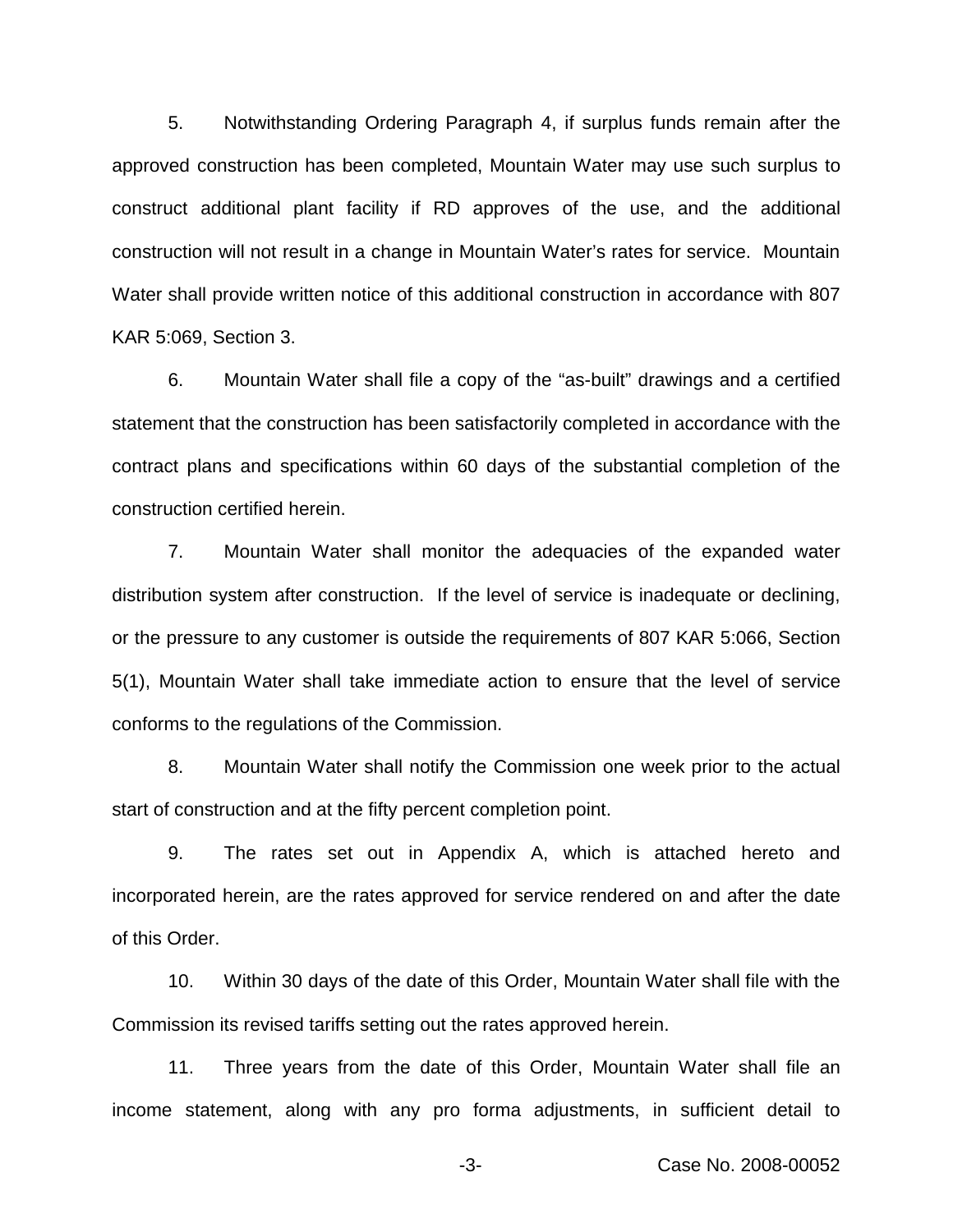5. Notwithstanding Ordering Paragraph 4, if surplus funds remain after the approved construction has been completed, Mountain Water may use such surplus to construct additional plant facility if RD approves of the use, and the additional construction will not result in a change in Mountain Water's rates for service. Mountain Water shall provide written notice of this additional construction in accordance with 807 KAR 5:069, Section 3.

6. Mountain Water shall file a copy of the "as-built" drawings and a certified statement that the construction has been satisfactorily completed in accordance with the contract plans and specifications within 60 days of the substantial completion of the construction certified herein.

7. Mountain Water shall monitor the adequacies of the expanded water distribution system after construction. If the level of service is inadequate or declining, or the pressure to any customer is outside the requirements of 807 KAR 5:066, Section 5(1), Mountain Water shall take immediate action to ensure that the level of service conforms to the regulations of the Commission.

8. Mountain Water shall notify the Commission one week prior to the actual start of construction and at the fifty percent completion point.

9. The rates set out in Appendix A, which is attached hereto and incorporated herein, are the rates approved for service rendered on and after the date of this Order.

10. Within 30 days of the date of this Order, Mountain Water shall file with the Commission its revised tariffs setting out the rates approved herein.

11. Three years from the date of this Order, Mountain Water shall file an income statement, along with any pro forma adjustments, in sufficient detail to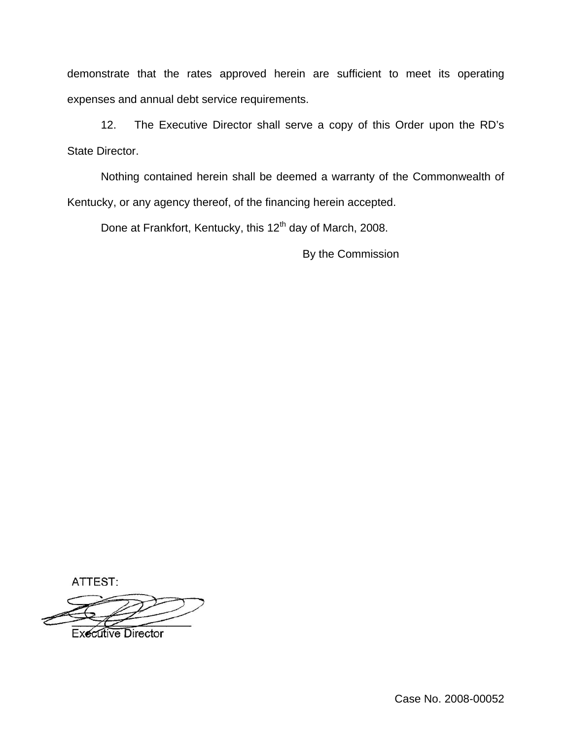demonstrate that the rates approved herein are sufficient to meet its operating expenses and annual debt service requirements.

12. The Executive Director shall serve a copy of this Order upon the RD's State Director.

Nothing contained herein shall be deemed a warranty of the Commonwealth of Kentucky, or any agency thereof, of the financing herein accepted.

Done at Frankfort, Kentucky, this 12th day of March, 2008.

By the Commission

ATTEST:

Executive Director

Case No. 2008-00052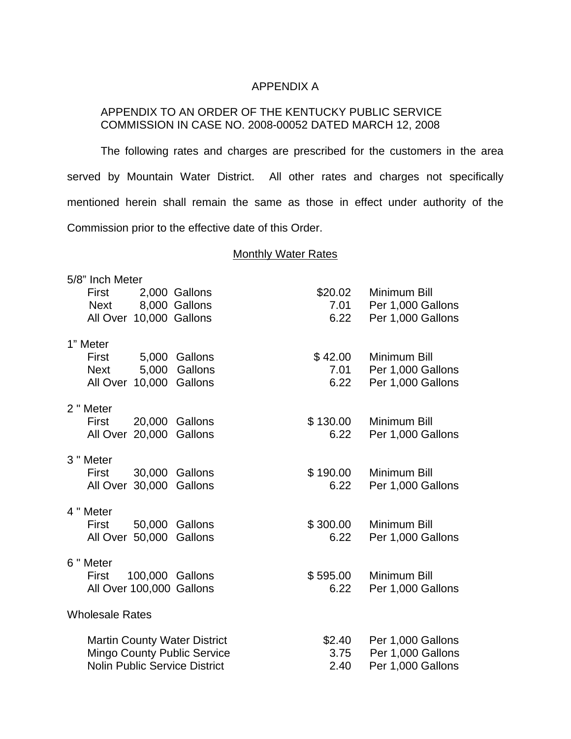# APPENDIX A

APPENDIX TO AN ORDER OF THE KENTUCKY PUBLIC SERVICE COMMISSION IN CASE NO. 2008-00052 DATED MARCH 12, 2008

The following rates and charges are prescribed for the customers in the area served by Mountain Water District. All other rates and charges not specifically mentioned herein shall remain the same as those in effect under authority of the Commission prior to the effective date of this Order.

## Monthly Water Rates

| | | |
|---|---|---|
| **5/8" Inch Meter** | | |
| First 2,000 Gallons | $20.02 | Minimum Bill |
| Next 8,000 Gallons | 7.01 | Per 1,000 Gallons |
| All Over 10,000 Gallons | 6.22 | Per 1,000 Gallons |
| **1" Meter** | | |
| First 5,000 Gallons | $ 42.00 | Minimum Bill |
| Next 5,000 Gallons | 7.01 | Per 1,000 Gallons |
| All Over 10,000 Gallons | 6.22 | Per 1,000 Gallons |
| **2 " Meter** | | |
| First 20,000 Gallons | $ 130.00 | Minimum Bill |
| All Over 20,000 Gallons | 6.22 | Per 1,000 Gallons |
| **3 " Meter** | | |
| First 30,000 Gallons | $ 190.00 | Minimum Bill |
| All Over 30,000 Gallons | 6.22 | Per 1,000 Gallons |
| **4 " Meter** | | |
| First 50,000 Gallons | $ 300.00 | Minimum Bill |
| All Over 50,000 Gallons | 6.22 | Per 1,000 Gallons |
| **6 " Meter** | | |
| First 100,000 Gallons | $ 595.00 | Minimum Bill |
| All Over 100,000 Gallons | 6.22 | Per 1,000 Gallons |

Wholesale Rates

| | | |
|---|---|---|
| Martin County Water District | $2.40 | Per 1,000 Gallons |
| Mingo County Public Service | 3.75 | Per 1,000 Gallons |
| Nolin Public Service District | 2.40 | Per 1,000 Gallons |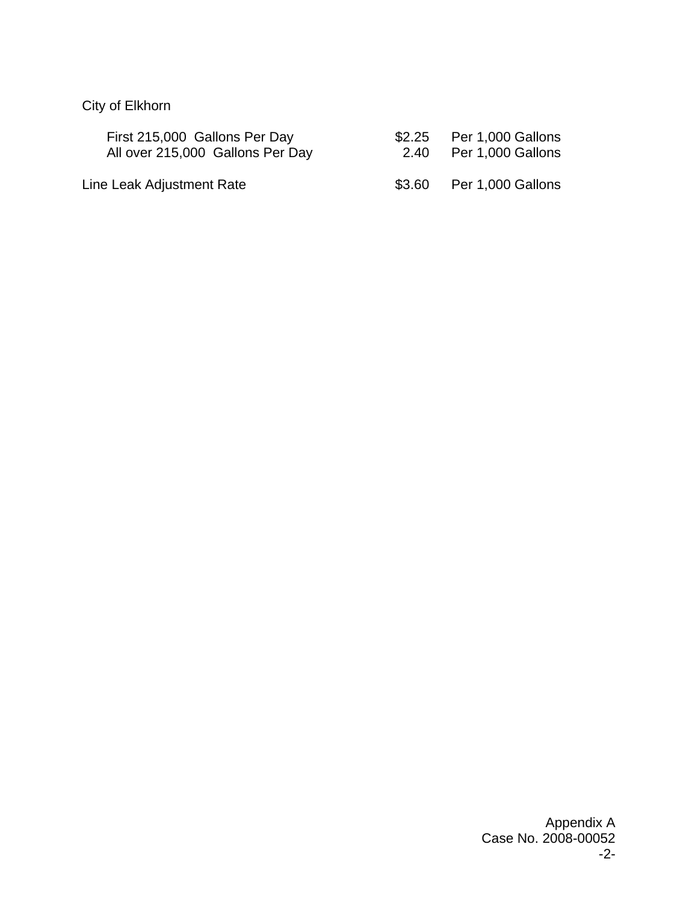City of Elkhorn

| | | |
|---|---|---|
| First 215,000 Gallons Per Day | $2.25 | Per 1,000 Gallons |
| All over 215,000 Gallons Per Day | 2.40 | Per 1,000 Gallons |

| | | |
|---|---|---|
| Line Leak Adjustment Rate | $3.60 | Per 1,000 Gallons |

Appendix A
Case No. 2008-00052